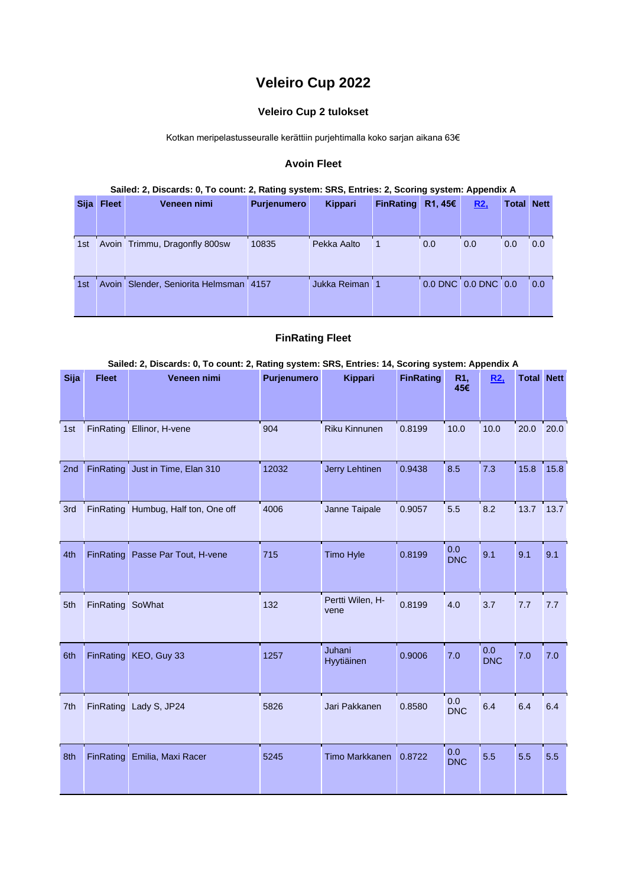# Veleiro Cup 2022

## Veleiro Cup 2 tulokset

Kotkan meripelastusseuralle kerättiin purjehtimalla koko sarjan aikana 63€

### Avoin Fleet

**Sailed: 2, Discards: 0, To count: 2, Rating system: SRS, Entries: 2, Scoring system: Appendix A**

| Sija | Fleet | Veneen nimi | Purjenumero | Kippari | FinRating | R1, 45€ | R2, | Total | Nett |
|---|---|---|---|---|---|---|---|---|---|
| 1st | Avoin | Trimmu, Dragonfly 800sw | 10835 | Pekka Aalto | 1 | 0.0 | 0.0 | 0.0 | 0.0 |
| 1st | Avoin | Slender, Seniorita Helmsman | 4157 | Jukka Reiman | 1 | 0.0 DNC | 0.0 DNC | 0.0 | 0.0 |

### FinRating Fleet

**Sailed: 2, Discards: 0, To count: 2, Rating system: SRS, Entries: 14, Scoring system: Appendix A**

| Sija | Fleet | Veneen nimi | Purjenumero | Kippari | FinRating | R1, 45€ | R2, | Total | Nett |
|---|---|---|---|---|---|---|---|---|---|
| 1st | FinRating | Ellinor, H-vene | 904 | Riku Kinnunen | 0.8199 | 10.0 | 10.0 | 20.0 | 20.0 |
| 2nd | FinRating | Just in Time, Elan 310 | 12032 | Jerry Lehtinen | 0.9438 | 8.5 | 7.3 | 15.8 | 15.8 |
| 3rd | FinRating | Humbug, Half ton, One off | 4006 | Janne Taipale | 0.9057 | 5.5 | 8.2 | 13.7 | 13.7 |
| 4th | FinRating | Passe Par Tout, H-vene | 715 | Timo Hyle | 0.8199 | 0.0 DNC | 9.1 | 9.1 | 9.1 |
| 5th | FinRating | SoWhat | 132 | Pertti Wilen, H-vene | 0.8199 | 4.0 | 3.7 | 7.7 | 7.7 |
| 6th | FinRating | KEO, Guy 33 | 1257 | Juhani Hyytiäinen | 0.9006 | 7.0 | 0.0 DNC | 7.0 | 7.0 |
| 7th | FinRating | Lady S, JP24 | 5826 | Jari Pakkanen | 0.8580 | 0.0 DNC | 6.4 | 6.4 | 6.4 |
| 8th | FinRating | Emilia, Maxi Racer | 5245 | Timo Markkanen | 0.8722 | 0.0 DNC | 5.5 | 5.5 | 5.5 |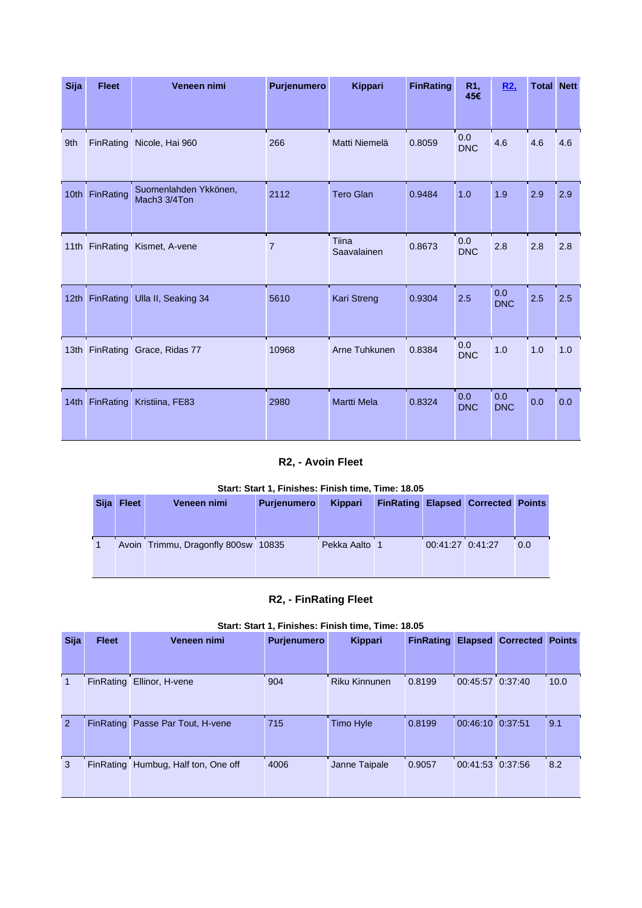| Sija | Fleet | Veneen nimi | Purjenumero | Kippari | FinRating | R1, 45€ | R2, | Total | Nett |
|---|---|---|---|---|---|---|---|---|---|
| 9th | FinRating | Nicole, Hai 960 | 266 | Matti Niemelä | 0.8059 | 0.0 DNC | 4.6 | 4.6 | 4.6 |
| 10th | FinRating | Suomenlahden Ykkönen, Mach3 3/4Ton | 2112 | Tero Glan | 0.9484 | 1.0 | 1.9 | 2.9 | 2.9 |
| 11th | FinRating | Kismet, A-vene | 7 | Tiina Saavalainen | 0.8673 | 0.0 DNC | 2.8 | 2.8 | 2.8 |
| 12th | FinRating | Ulla II, Seaking 34 | 5610 | Kari Streng | 0.9304 | 2.5 | 0.0 DNC | 2.5 | 2.5 |
| 13th | FinRating | Grace, Ridas 77 | 10968 | Arne Tuhkunen | 0.8384 | 0.0 DNC | 1.0 | 1.0 | 1.0 |
| 14th | FinRating | Kristiina, FE83 | 2980 | Martti Mela | 0.8324 | 0.0 DNC | 0.0 DNC | 0.0 | 0.0 |

## R2, - Avoin Fleet

**Start: Start 1, Finishes: Finish time, Time: 18.05**

| Sija | Fleet | Veneen nimi | Purjenumero | Kippari | FinRating | Elapsed | Corrected | Points |
|---|---|---|---|---|---|---|---|---|
| 1 | Avoin | Trimmu, Dragonfly 800sw | 10835 | Pekka Aalto | 1 | 00:41:27 | 0:41:27 | 0.0 |

## R2, - FinRating Fleet

**Start: Start 1, Finishes: Finish time, Time: 18.05**

| Sija | Fleet | Veneen nimi | Purjenumero | Kippari | FinRating | Elapsed | Corrected | Points |
|---|---|---|---|---|---|---|---|---|
| 1 | FinRating | Ellinor, H-vene | 904 | Riku Kinnunen | 0.8199 | 00:45:57 | 0:37:40 | 10.0 |
| 2 | FinRating | Passe Par Tout, H-vene | 715 | Timo Hyle | 0.8199 | 00:46:10 | 0:37:51 | 9.1 |
| 3 | FinRating | Humbug, Half ton, One off | 4006 | Janne Taipale | 0.9057 | 00:41:53 | 0:37:56 | 8.2 |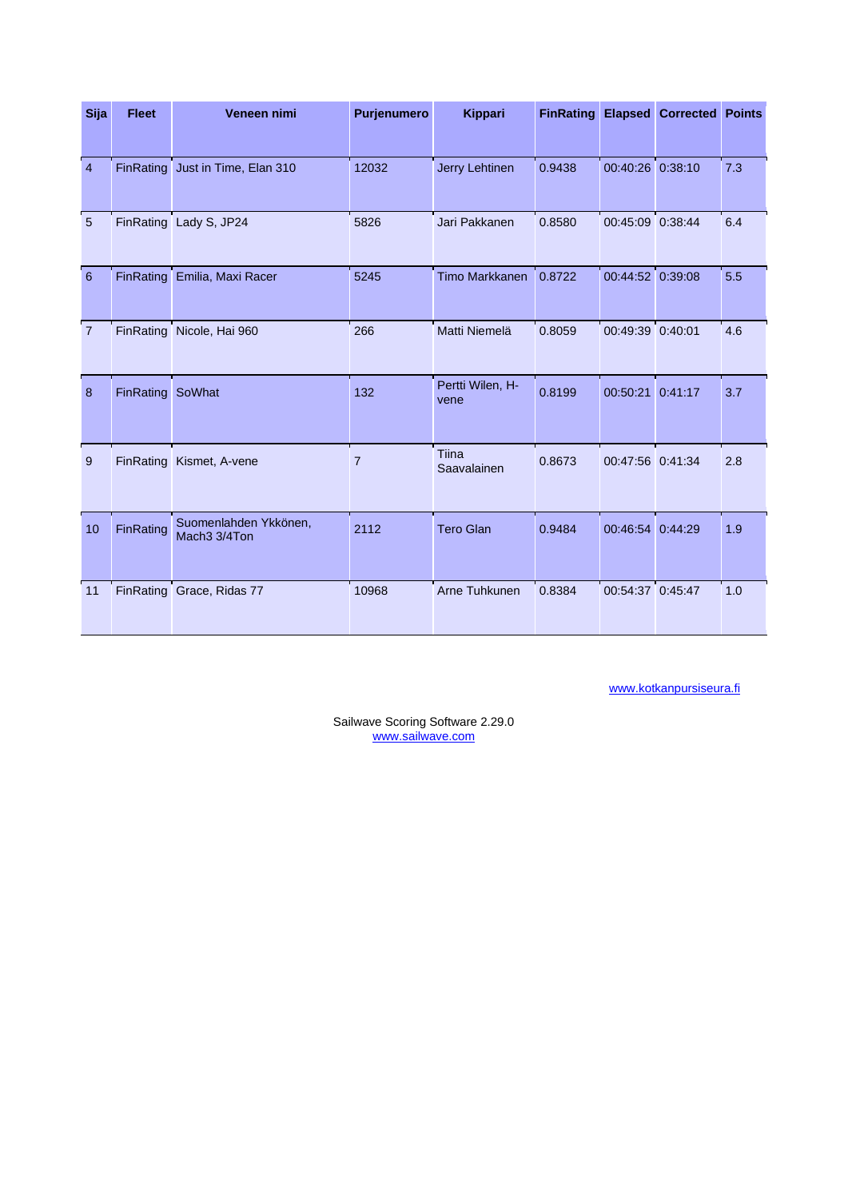| Sija | Fleet | Veneen nimi | Purjenumero | Kippari | FinRating | Elapsed | Corrected | Points |
|---|---|---|---|---|---|---|---|---|
| 4 | FinRating | Just in Time, Elan 310 | 12032 | Jerry Lehtinen | 0.9438 | 00:40:26 | 0:38:10 | 7.3 |
| 5 | FinRating | Lady S, JP24 | 5826 | Jari Pakkanen | 0.8580 | 00:45:09 | 0:38:44 | 6.4 |
| 6 | FinRating | Emilia, Maxi Racer | 5245 | Timo Markkanen | 0.8722 | 00:44:52 | 0:39:08 | 5.5 |
| 7 | FinRating | Nicole, Hai 960 | 266 | Matti Niemelä | 0.8059 | 00:49:39 | 0:40:01 | 4.6 |
| 8 | FinRating | SoWhat | 132 | Pertti Wilen, H-vene | 0.8199 | 00:50:21 | 0:41:17 | 3.7 |
| 9 | FinRating | Kismet, A-vene | 7 | Tiina Saavalainen | 0.8673 | 00:47:56 | 0:41:34 | 2.8 |
| 10 | FinRating | Suomenlahden Ykkönen, Mach3 3/4Ton | 2112 | Tero Glan | 0.9484 | 00:46:54 | 0:44:29 | 1.9 |
| 11 | FinRating | Grace, Ridas 77 | 10968 | Arne Tuhkunen | 0.8384 | 00:54:37 | 0:45:47 | 1.0 |

www.kotkanpursiseura.fi

Sailwave Scoring Software 2.29.0
www.sailwave.com